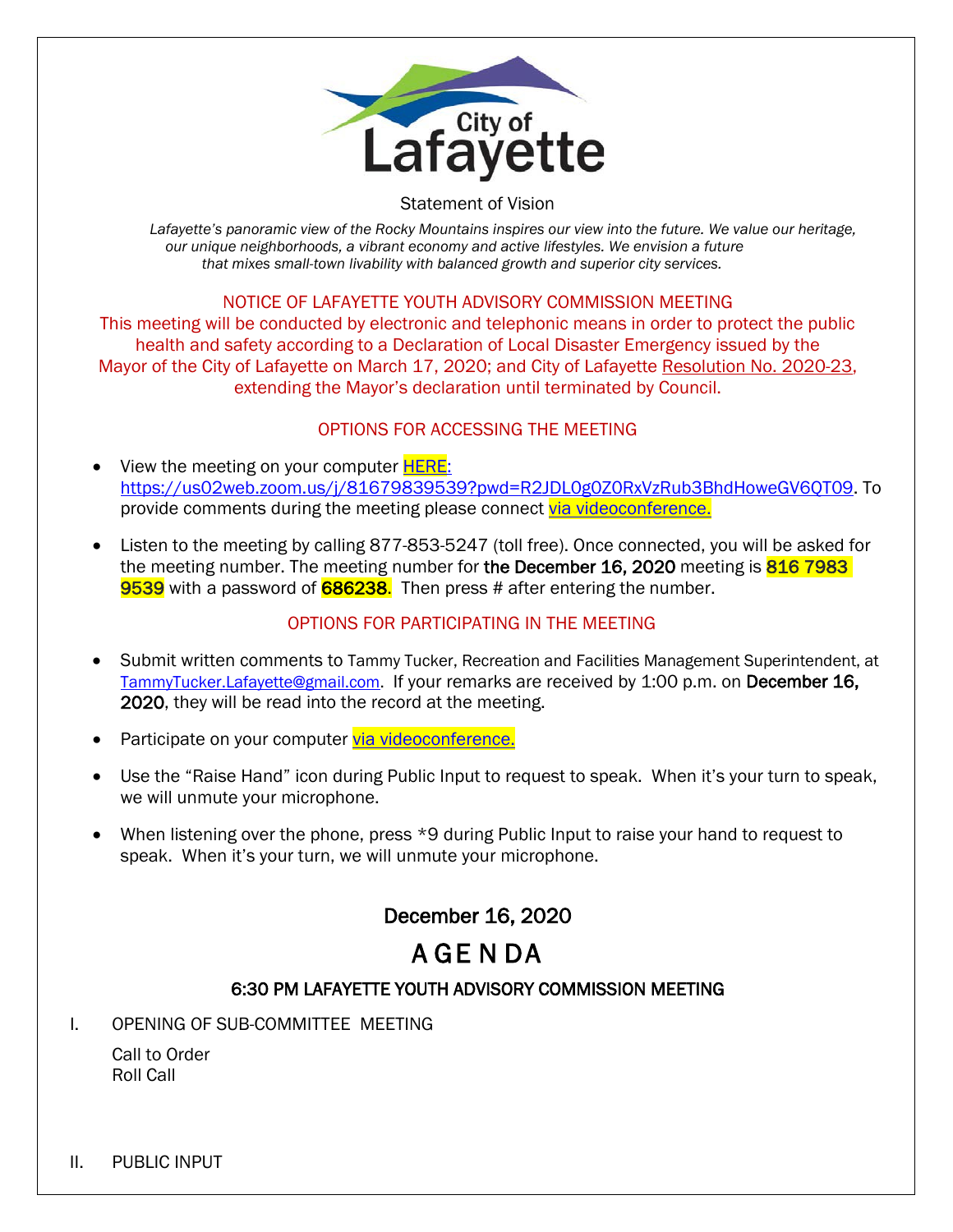City of Lafayette

Statement of Vision

*Lafayette's panoramic view of the Rocky Mountains inspires our view into the future. We value our heritage, our unique neighborhoods, a vibrant economy and active lifestyles. We envision a future that mixes small-town livability with balanced growth and superior city services.*

NOTICE OF LAFAYETTE YOUTH ADVISORY COMMISSION MEETING

This meeting will be conducted by electronic and telephonic means in order to protect the public health and safety according to a Declaration of Local Disaster Emergency issued by the Mayor of the City of Lafayette on March 17, 2020; and City of Lafayette Resolution No. 2020-23, extending the Mayor's declaration until terminated by Council.

OPTIONS FOR ACCESSING THE MEETING

- View the meeting on your computer HERE: https://us02web.zoom.us/j/81679839539?pwd=R2JDL0g0Z0RxVzRub3BhdHoweGV6QT09. To provide comments during the meeting please connect via videoconference.
- Listen to the meeting by calling 877-853-5247 (toll free). Once connected, you will be asked for the meeting number. The meeting number for **the December 16, 2020** meeting is **816 7983 9539** with a password of **686238**. Then press # after entering the number.

OPTIONS FOR PARTICIPATING IN THE MEETING

- Submit written comments to Tammy Tucker, Recreation and Facilities Management Superintendent, at TammyTucker.Lafayette@gmail.com. If your remarks are received by 1:00 p.m. on **December 16, 2020**, they will be read into the record at the meeting.
- Participate on your computer via videoconference.
- Use the "Raise Hand" icon during Public Input to request to speak. When it's your turn to speak, we will unmute your microphone.
- When listening over the phone, press *9 during Public Input to raise your hand to request to speak. When it's your turn, we will unmute your microphone.

## December 16, 2020

# AGENDA

### 6:30 PM LAFAYETTE YOUTH ADVISORY COMMISSION MEETING

I. OPENING OF SUB-COMMITTEE MEETING

Call to Order
Roll Call

II. PUBLIC INPUT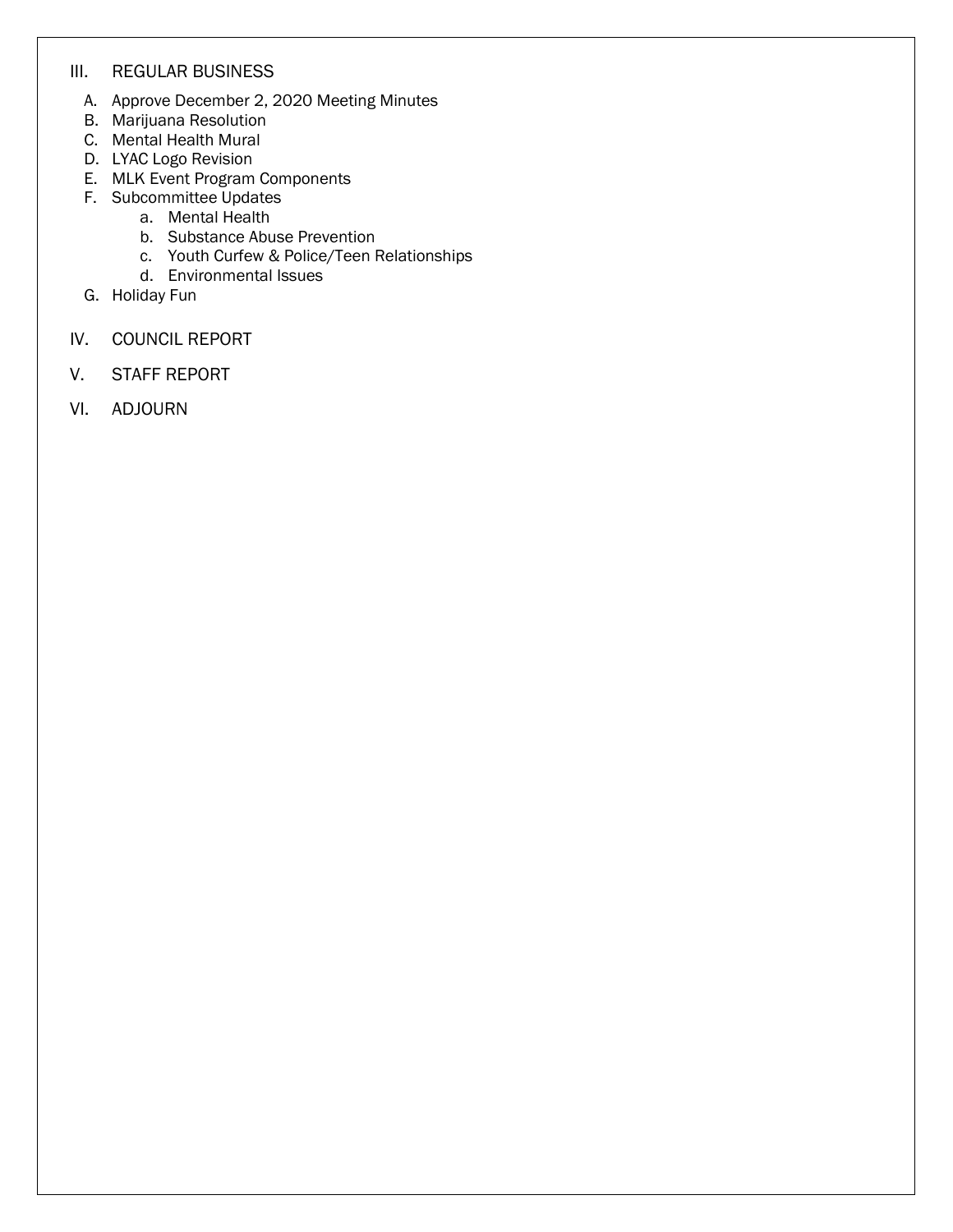III. REGULAR BUSINESS

A. Approve December 2, 2020 Meeting Minutes
B. Marijuana Resolution
C. Mental Health Mural
D. LYAC Logo Revision
E. MLK Event Program Components
F. Subcommittee Updates
   a. Mental Health
   b. Substance Abuse Prevention
   c. Youth Curfew & Police/Teen Relationships
   d. Environmental Issues
G. Holiday Fun

IV. COUNCIL REPORT

V. STAFF REPORT

VI. ADJOURN